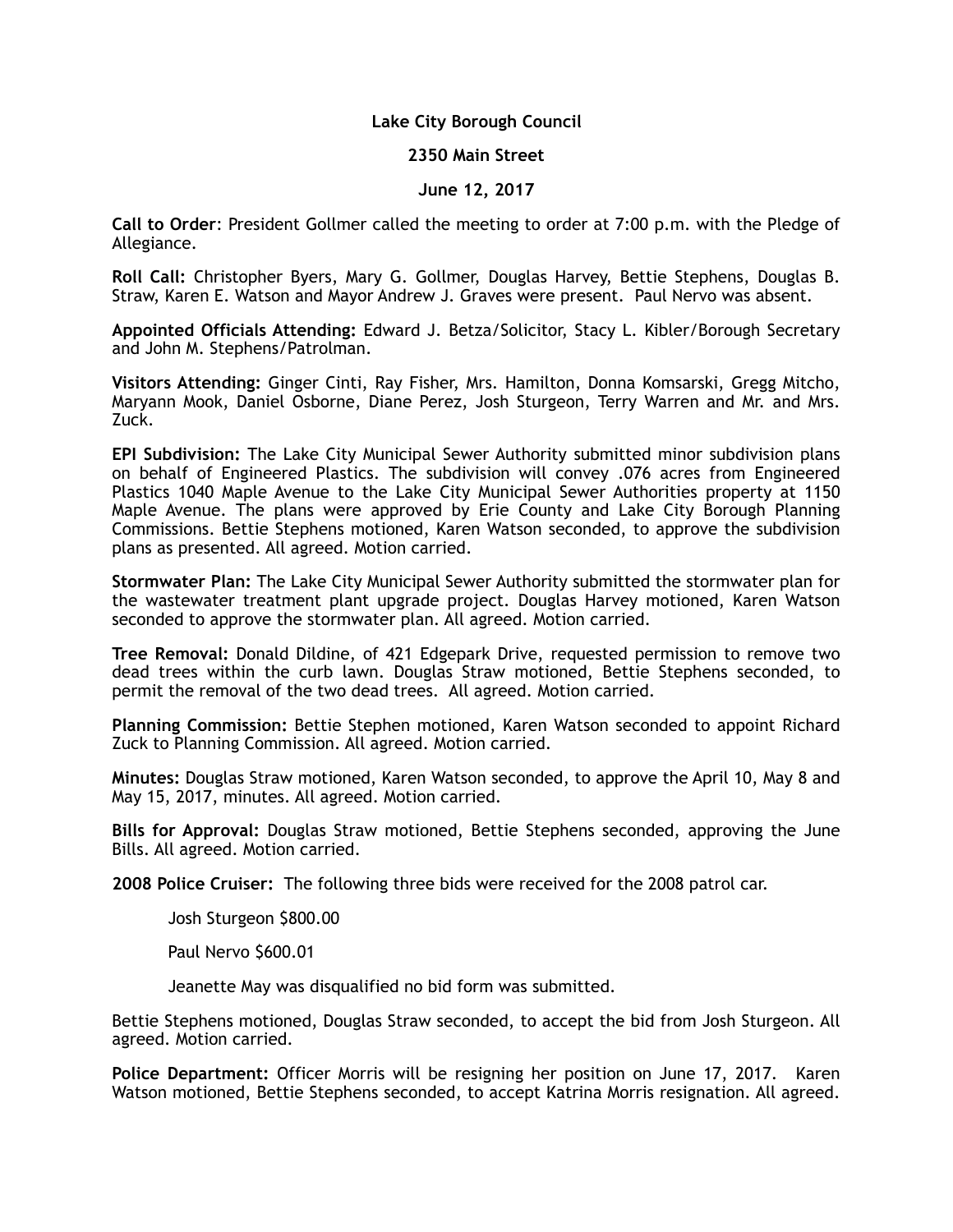**Lake City Borough Council**

**2350 Main Street**

**June 12, 2017**

**Call to Order**: President Gollmer called the meeting to order at 7:00 p.m. with the Pledge of Allegiance.

**Roll Call:** Christopher Byers, Mary G. Gollmer, Douglas Harvey, Bettie Stephens, Douglas B. Straw, Karen E. Watson and Mayor Andrew J. Graves were present. Paul Nervo was absent.

**Appointed Officials Attending:** Edward J. Betza/Solicitor, Stacy L. Kibler/Borough Secretary and John M. Stephens/Patrolman.

**Visitors Attending:** Ginger Cinti, Ray Fisher, Mrs. Hamilton, Donna Komsarski, Gregg Mitcho, Maryann Mook, Daniel Osborne, Diane Perez, Josh Sturgeon, Terry Warren and Mr. and Mrs. Zuck.

**EPI Subdivision:** The Lake City Municipal Sewer Authority submitted minor subdivision plans on behalf of Engineered Plastics. The subdivision will convey .076 acres from Engineered Plastics 1040 Maple Avenue to the Lake City Municipal Sewer Authorities property at 1150 Maple Avenue. The plans were approved by Erie County and Lake City Borough Planning Commissions. Bettie Stephens motioned, Karen Watson seconded, to approve the subdivision plans as presented. All agreed. Motion carried.

**Stormwater Plan:** The Lake City Municipal Sewer Authority submitted the stormwater plan for the wastewater treatment plant upgrade project. Douglas Harvey motioned, Karen Watson seconded to approve the stormwater plan. All agreed. Motion carried.

**Tree Removal:** Donald Dildine, of 421 Edgepark Drive, requested permission to remove two dead trees within the curb lawn. Douglas Straw motioned, Bettie Stephens seconded, to permit the removal of the two dead trees. All agreed. Motion carried.

**Planning Commission:** Bettie Stephen motioned, Karen Watson seconded to appoint Richard Zuck to Planning Commission. All agreed. Motion carried.

**Minutes:** Douglas Straw motioned, Karen Watson seconded, to approve the April 10, May 8 and May 15, 2017, minutes. All agreed. Motion carried.

**Bills for Approval:** Douglas Straw motioned, Bettie Stephens seconded, approving the June Bills. All agreed. Motion carried.

**2008 Police Cruiser:** The following three bids were received for the 2008 patrol car.

Josh Sturgeon $800.00

Paul Nervo $600.01

Jeanette May was disqualified no bid form was submitted.

Bettie Stephens motioned, Douglas Straw seconded, to accept the bid from Josh Sturgeon. All agreed. Motion carried.

**Police Department:** Officer Morris will be resigning her position on June 17, 2017. Karen Watson motioned, Bettie Stephens seconded, to accept Katrina Morris resignation. All agreed.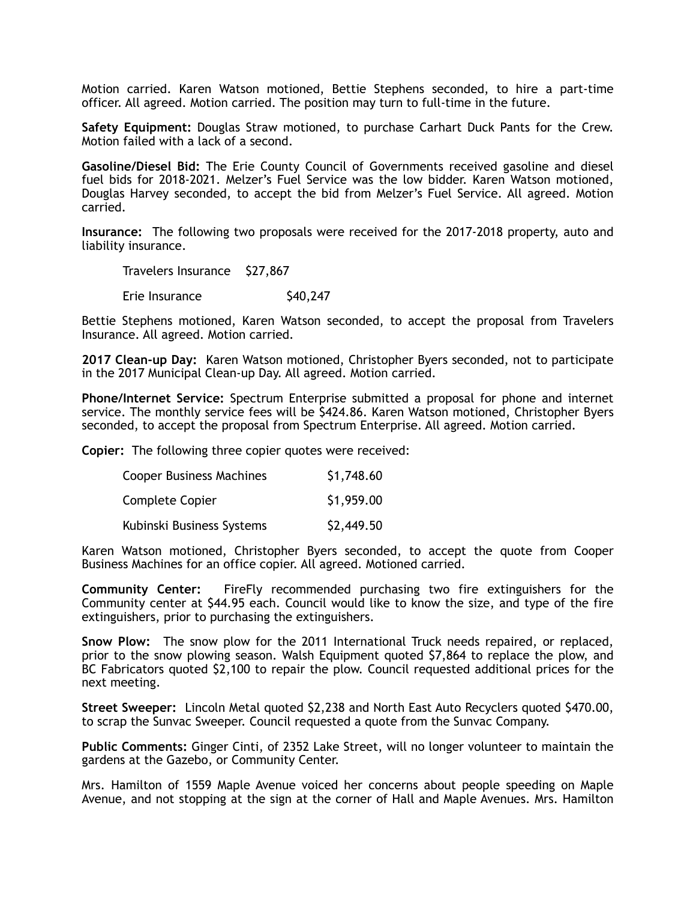Motion carried. Karen Watson motioned, Bettie Stephens seconded, to hire a part-time officer. All agreed. Motion carried. The position may turn to full-time in the future.

**Safety Equipment:** Douglas Straw motioned, to purchase Carhart Duck Pants for the Crew. Motion failed with a lack of a second.

**Gasoline/Diesel Bid:** The Erie County Council of Governments received gasoline and diesel fuel bids for 2018-2021. Melzer's Fuel Service was the low bidder. Karen Watson motioned, Douglas Harvey seconded, to accept the bid from Melzer's Fuel Service. All agreed. Motion carried.

**Insurance:** The following two proposals were received for the 2017-2018 property, auto and liability insurance.

| | |
|---|---|
| Travelers Insurance | $27,867 |
| Erie Insurance | $40,247 |

Bettie Stephens motioned, Karen Watson seconded, to accept the proposal from Travelers Insurance. All agreed. Motion carried.

**2017 Clean-up Day:** Karen Watson motioned, Christopher Byers seconded, not to participate in the 2017 Municipal Clean-up Day. All agreed. Motion carried.

**Phone/Internet Service:** Spectrum Enterprise submitted a proposal for phone and internet service. The monthly service fees will be $424.86. Karen Watson motioned, Christopher Byers seconded, to accept the proposal from Spectrum Enterprise. All agreed. Motion carried.

**Copier:** The following three copier quotes were received:

| | |
|---|---|
| Cooper Business Machines | $1,748.60 |
| Complete Copier | $1,959.00 |
| Kubinski Business Systems | $2,449.50 |

Karen Watson motioned, Christopher Byers seconded, to accept the quote from Cooper Business Machines for an office copier. All agreed. Motioned carried.

**Community Center:** FireFly recommended purchasing two fire extinguishers for the Community center at $44.95 each. Council would like to know the size, and type of the fire extinguishers, prior to purchasing the extinguishers.

**Snow Plow:** The snow plow for the 2011 International Truck needs repaired, or replaced, prior to the snow plowing season. Walsh Equipment quoted $7,864 to replace the plow, and BC Fabricators quoted $2,100 to repair the plow. Council requested additional prices for the next meeting.

**Street Sweeper:** Lincoln Metal quoted $2,238 and North East Auto Recyclers quoted $470.00, to scrap the Sunvac Sweeper. Council requested a quote from the Sunvac Company.

**Public Comments:** Ginger Cinti, of 2352 Lake Street, will no longer volunteer to maintain the gardens at the Gazebo, or Community Center.

Mrs. Hamilton of 1559 Maple Avenue voiced her concerns about people speeding on Maple Avenue, and not stopping at the sign at the corner of Hall and Maple Avenues. Mrs. Hamilton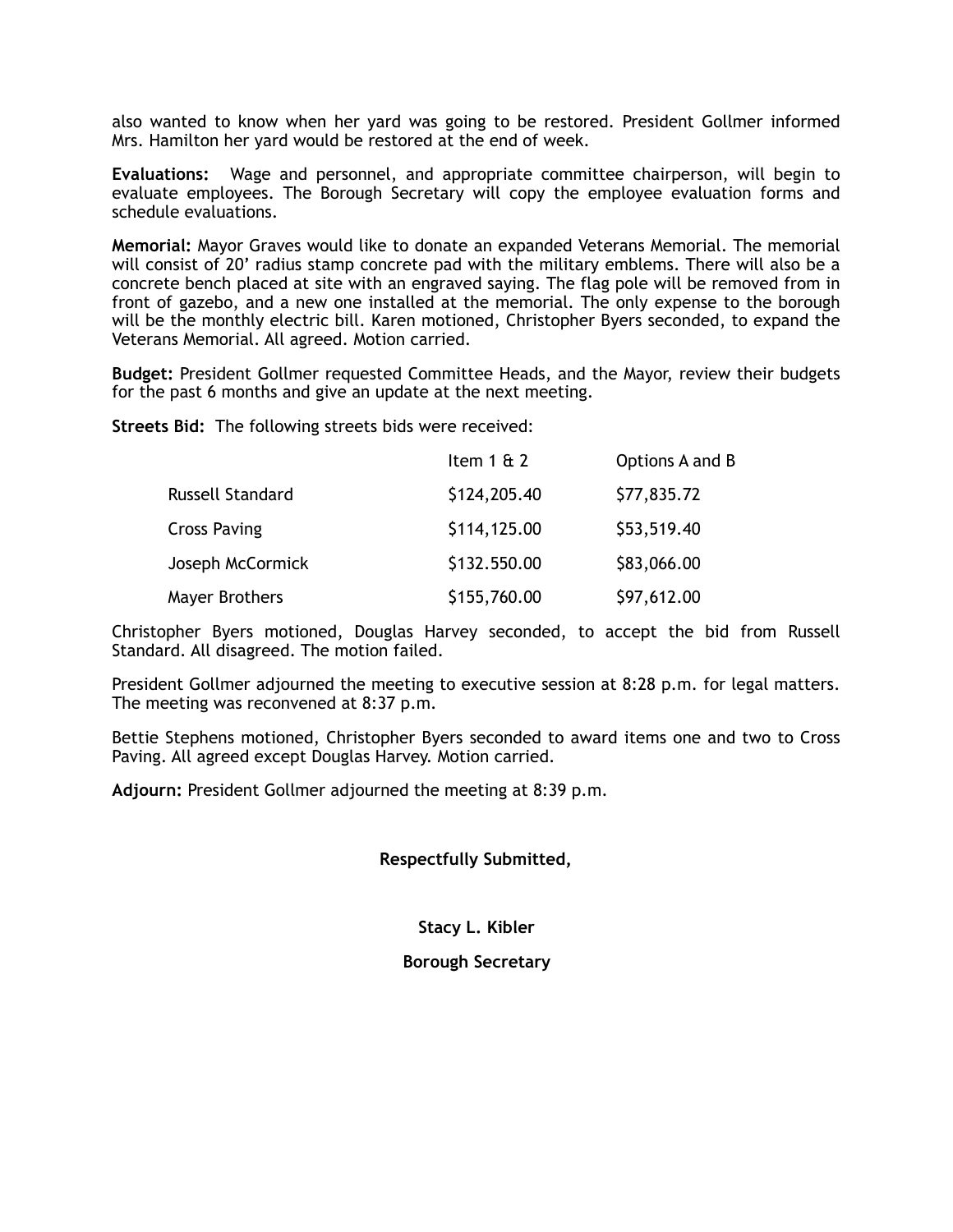also wanted to know when her yard was going to be restored. President Gollmer informed Mrs. Hamilton her yard would be restored at the end of week.

**Evaluations:** Wage and personnel, and appropriate committee chairperson, will begin to evaluate employees. The Borough Secretary will copy the employee evaluation forms and schedule evaluations.

**Memorial:** Mayor Graves would like to donate an expanded Veterans Memorial. The memorial will consist of 20' radius stamp concrete pad with the military emblems. There will also be a concrete bench placed at site with an engraved saying. The flag pole will be removed from in front of gazebo, and a new one installed at the memorial. The only expense to the borough will be the monthly electric bill. Karen motioned, Christopher Byers seconded, to expand the Veterans Memorial. All agreed. Motion carried.

**Budget:** President Gollmer requested Committee Heads, and the Mayor, review their budgets for the past 6 months and give an update at the next meeting.

**Streets Bid:** The following streets bids were received:

| | Item 1 & 2 | Options A and B |
|---|---|---|
| Russell Standard | $124,205.40 | $77,835.72 |
| Cross Paving | $114,125.00 | $53,519.40 |
| Joseph McCormick | $132.550.00 | $83,066.00 |
| Mayer Brothers | $155,760.00 | $97,612.00 |

Christopher Byers motioned, Douglas Harvey seconded, to accept the bid from Russell Standard. All disagreed. The motion failed.

President Gollmer adjourned the meeting to executive session at 8:28 p.m. for legal matters. The meeting was reconvened at 8:37 p.m.

Bettie Stephens motioned, Christopher Byers seconded to award items one and two to Cross Paving. All agreed except Douglas Harvey. Motion carried.

**Adjourn:** President Gollmer adjourned the meeting at 8:39 p.m.

**Respectfully Submitted,**

**Stacy L. Kibler**

**Borough Secretary**